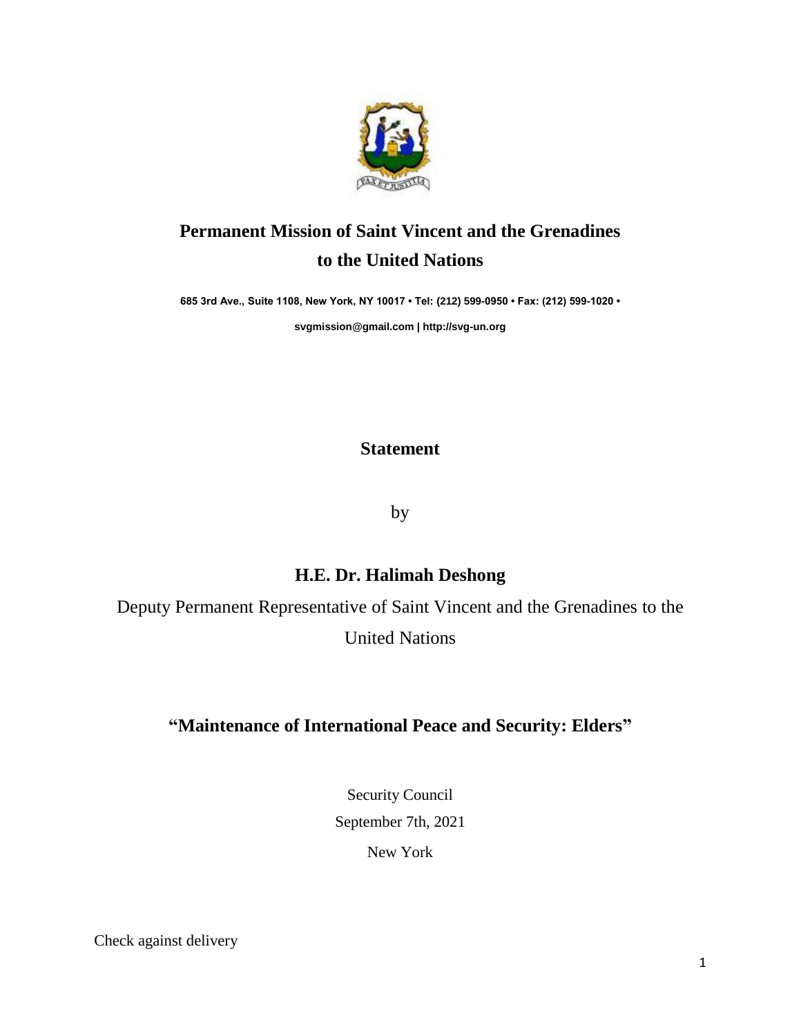# Permanent Mission of Saint Vincent and the Grenadines to the United Nations

**685 3rd Ave., Suite 1108, New York, NY 10017 • Tel: (212) 599-0950 • Fax: (212) 599-1020 •**

**svgmission@gmail.com | http://svg-un.org**

## Statement

by

## H.E. Dr. Halimah Deshong

Deputy Permanent Representative of Saint Vincent and the Grenadines to the United Nations

## "Maintenance of International Peace and Security: Elders"

Security Council

September 7th, 2021

New York

Check against delivery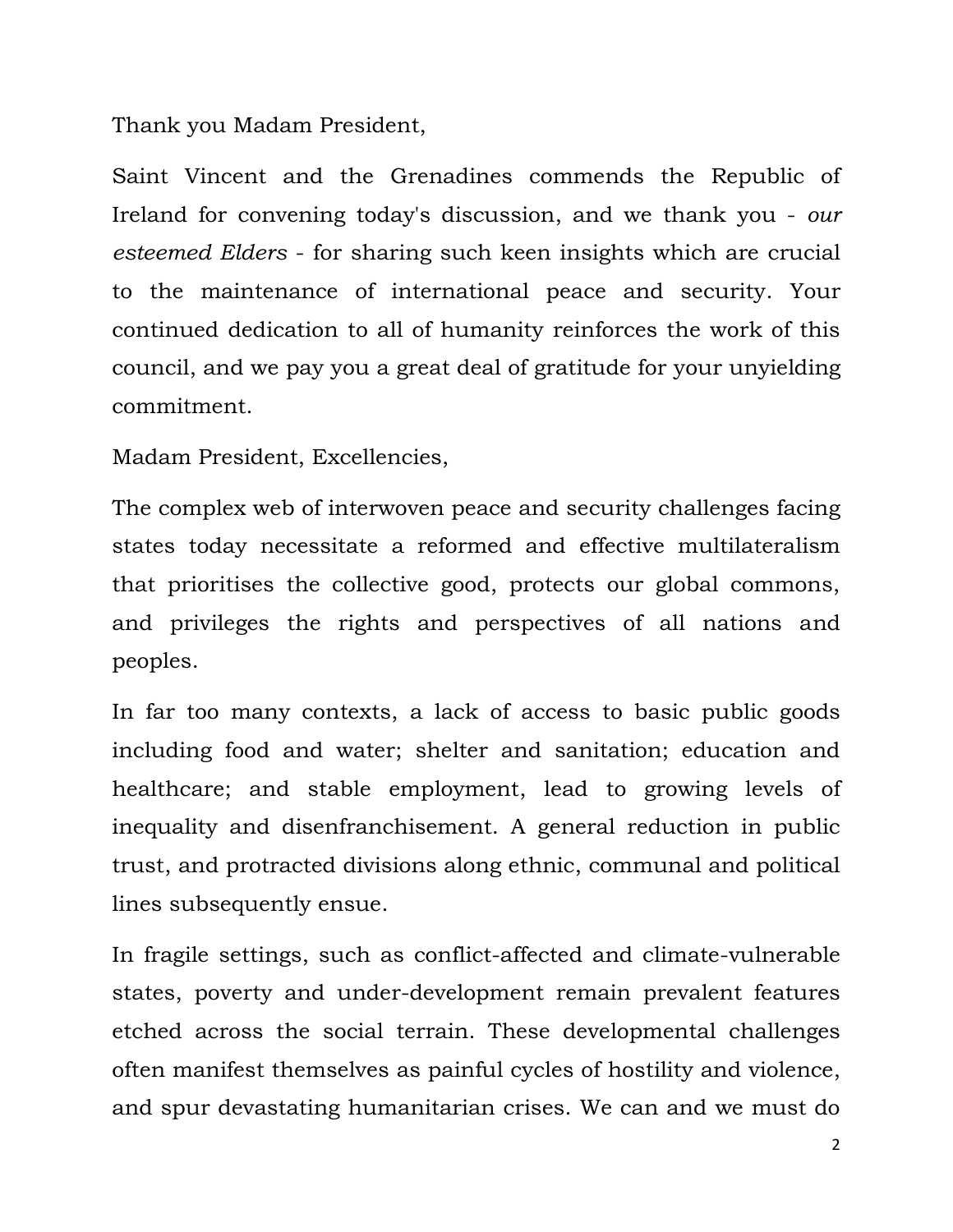Thank you Madam President,

Saint Vincent and the Grenadines commends the Republic of Ireland for convening today's discussion, and we thank you - *our esteemed Elders* - for sharing such keen insights which are crucial to the maintenance of international peace and security. Your continued dedication to all of humanity reinforces the work of this council, and we pay you a great deal of gratitude for your unyielding commitment.

Madam President, Excellencies,

The complex web of interwoven peace and security challenges facing states today necessitate a reformed and effective multilateralism that prioritises the collective good, protects our global commons, and privileges the rights and perspectives of all nations and peoples.

In far too many contexts, a lack of access to basic public goods including food and water; shelter and sanitation; education and healthcare; and stable employment, lead to growing levels of inequality and disenfranchisement. A general reduction in public trust, and protracted divisions along ethnic, communal and political lines subsequently ensue.

In fragile settings, such as conflict-affected and climate-vulnerable states, poverty and under-development remain prevalent features etched across the social terrain. These developmental challenges often manifest themselves as painful cycles of hostility and violence, and spur devastating humanitarian crises. We can and we must do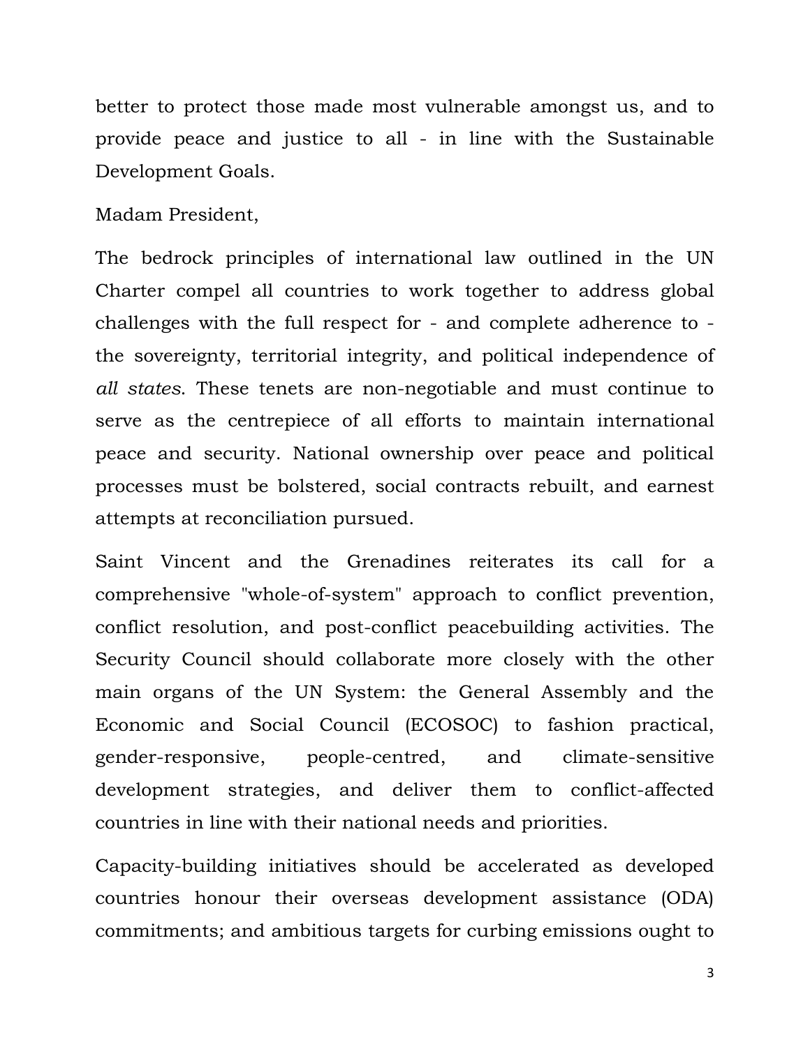better to protect those made most vulnerable amongst us, and to provide peace and justice to all - in line with the Sustainable Development Goals.

Madam President,

The bedrock principles of international law outlined in the UN Charter compel all countries to work together to address global challenges with the full respect for - and complete adherence to - the sovereignty, territorial integrity, and political independence of *all states*. These tenets are non-negotiable and must continue to serve as the centrepiece of all efforts to maintain international peace and security. National ownership over peace and political processes must be bolstered, social contracts rebuilt, and earnest attempts at reconciliation pursued.

Saint Vincent and the Grenadines reiterates its call for a comprehensive "whole-of-system" approach to conflict prevention, conflict resolution, and post-conflict peacebuilding activities. The Security Council should collaborate more closely with the other main organs of the UN System: the General Assembly and the Economic and Social Council (ECOSOC) to fashion practical, gender-responsive, people-centred, and climate-sensitive development strategies, and deliver them to conflict-affected countries in line with their national needs and priorities.

Capacity-building initiatives should be accelerated as developed countries honour their overseas development assistance (ODA) commitments; and ambitious targets for curbing emissions ought to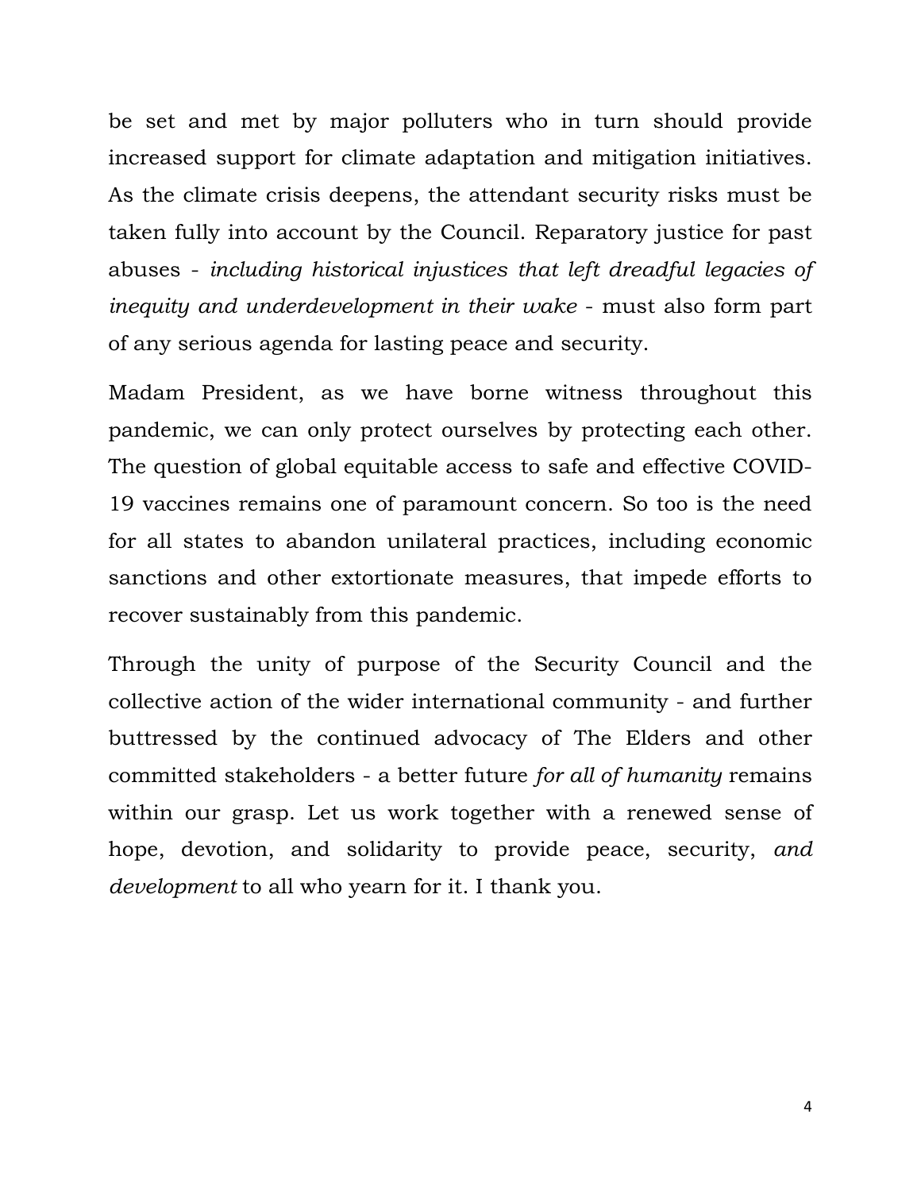be set and met by major polluters who in turn should provide increased support for climate adaptation and mitigation initiatives. As the climate crisis deepens, the attendant security risks must be taken fully into account by the Council. Reparatory justice for past abuses - *including historical injustices that left dreadful legacies of inequity and underdevelopment in their wake* - must also form part of any serious agenda for lasting peace and security.

Madam President, as we have borne witness throughout this pandemic, we can only protect ourselves by protecting each other. The question of global equitable access to safe and effective COVID-19 vaccines remains one of paramount concern. So too is the need for all states to abandon unilateral practices, including economic sanctions and other extortionate measures, that impede efforts to recover sustainably from this pandemic.

Through the unity of purpose of the Security Council and the collective action of the wider international community - and further buttressed by the continued advocacy of The Elders and other committed stakeholders - a better future *for all of humanity* remains within our grasp. Let us work together with a renewed sense of hope, devotion, and solidarity to provide peace, security, *and development* to all who yearn for it. I thank you.